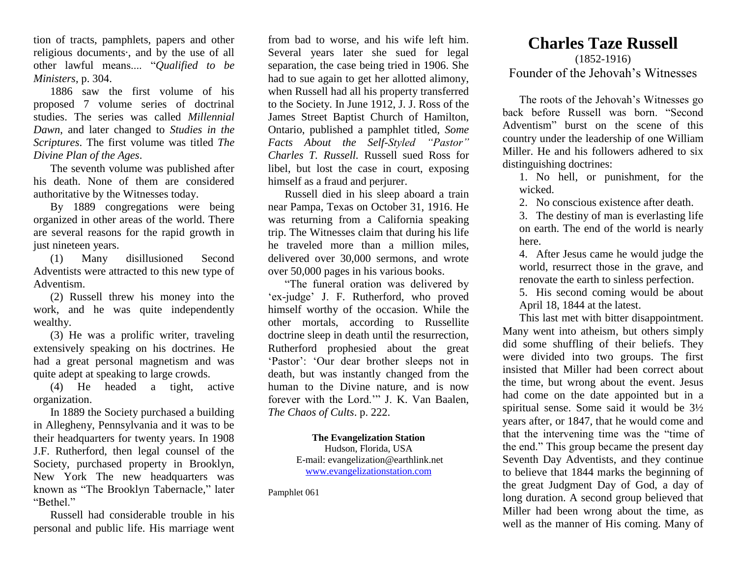tion of tracts, pamphlets, papers and other religious documents·, and by the use of all other lawful means.... "*Qualified to be Ministers*, p. 304.

1886 saw the first volume of his proposed 7 volume series of doctrinal studies. The series was called *Millennial Dawn*, and later changed to *Studies in the Scriptures*. The first volume was titled *The Divine Plan of the Ages*.

The seventh volume was published after his death. None of them are considered authoritative by the Witnesses today.

By 1889 congregations were being organized in other areas of the world. There are several reasons for the rapid growth in just nineteen years.

(1) Many disillusioned Second Adventists were attracted to this new type of Adventism.

(2) Russell threw his money into the work, and he was quite independently wealthy.

(3) He was a prolific writer, traveling extensively speaking on his doctrines. He had a great personal magnetism and was quite adept at speaking to large crowds.

(4) He headed a tight, active organization.

In 1889 the Society purchased a building in Allegheny, Pennsylvania and it was to be their headquarters for twenty years. In 1908 J.F. Rutherford, then legal counsel of the Society, purchased property in Brooklyn, New York The new headquarters was known as "The Brooklyn Tabernacle," later "Bethel."

Russell had considerable trouble in his personal and public life. His marriage went from bad to worse, and his wife left him. Several years later she sued for legal separation, the case being tried in 1906. She had to sue again to get her allotted alimony, when Russell had all his property transferred to the Society. In June 1912, J. J. Ross of the James Street Baptist Church of Hamilton, Ontario, published a pamphlet titled, *Some Facts About the Self-Styled "Pastor" Charles T. Russell*. Russell sued Ross for libel, but lost the case in court, exposing himself as a fraud and perjurer.

Russell died in his sleep aboard a train near Pampa, Texas on October 31, 1916. He was returning from a California speaking trip. The Witnesses claim that during his life he traveled more than a million miles, delivered over 30,000 sermons, and wrote over 50,000 pages in his various books.

"The funeral oration was delivered by 'ex-judge' J. F. Rutherford, who proved himself worthy of the occasion. While the other mortals, according to Russellite doctrine sleep in death until the resurrection, Rutherford prophesied about the great 'Pastor': 'Our dear brother sleeps not in death, but was instantly changed from the human to the Divine nature, and is now forever with the Lord.'" J. K. Van Baalen, *The Chaos of Cults*. p. 222.

**The Evangelization Station**
Hudson, Florida, USA
E-mail: evangelization@earthlink.net
www.evangelizationstation.com

Pamphlet 061

# Charles Taze Russell

(1852-1916)

Founder of the Jehovah's Witnesses

The roots of the Jehovah's Witnesses go back before Russell was born. "Second Adventism" burst on the scene of this country under the leadership of one William Miller. He and his followers adhered to six distinguishing doctrines:

1. No hell, or punishment, for the wicked.
2. No conscious existence after death.
3. The destiny of man is everlasting life on earth. The end of the world is nearly here.
4. After Jesus came he would judge the world, resurrect those in the grave, and renovate the earth to sinless perfection.
5. His second coming would be about April 18, 1844 at the latest.

This last met with bitter disappointment. Many went into atheism, but others simply did some shuffling of their beliefs. They were divided into two groups. The first insisted that Miller had been correct about the time, but wrong about the event. Jesus had come on the date appointed but in a spiritual sense. Some said it would be 3½ years after, or 1847, that he would come and that the intervening time was the "time of the end." This group became the present day Seventh Day Adventists, and they continue to believe that 1844 marks the beginning of the great Judgment Day of God, a day of long duration. A second group believed that Miller had been wrong about the time, as well as the manner of His coming. Many of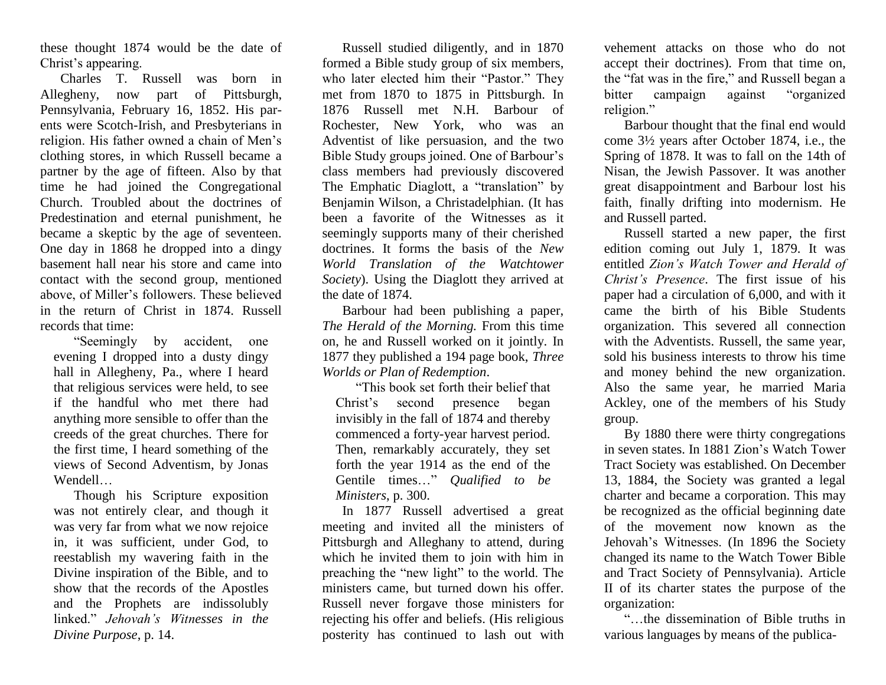these thought 1874 would be the date of Christ's appearing.

Charles T. Russell was born in Allegheny, now part of Pittsburgh, Pennsylvania, February 16, 1852. His parents were Scotch-Irish, and Presbyterians in religion. His father owned a chain of Men's clothing stores, in which Russell became a partner by the age of fifteen. Also by that time he had joined the Congregational Church. Troubled about the doctrines of Predestination and eternal punishment, he became a skeptic by the age of seventeen. One day in 1868 he dropped into a dingy basement hall near his store and came into contact with the second group, mentioned above, of Miller's followers. These believed in the return of Christ in 1874. Russell records that time:

> "Seemingly by accident, one evening I dropped into a dusty dingy hall in Allegheny, Pa., where I heard that religious services were held, to see if the handful who met there had anything more sensible to offer than the creeds of the great churches. There for the first time, I heard something of the views of Second Adventism, by Jonas Wendell…
>
> Though his Scripture exposition was not entirely clear, and though it was very far from what we now rejoice in, it was sufficient, under God, to reestablish my wavering faith in the Divine inspiration of the Bible, and to show that the records of the Apostles and the Prophets are indissolubly linked." *Jehovah's Witnesses in the Divine Purpose*, p. 14.

Russell studied diligently, and in 1870 formed a Bible study group of six members, who later elected him their "Pastor." They met from 1870 to 1875 in Pittsburgh. In 1876 Russell met N.H. Barbour of Rochester, New York, who was an Adventist of like persuasion, and the two Bible Study groups joined. One of Barbour's class members had previously discovered The Emphatic Diaglott, a "translation" by Benjamin Wilson, a Christadelphian. (It has been a favorite of the Witnesses as it seemingly supports many of their cherished doctrines. It forms the basis of the *New World Translation of the Watchtower Society*). Using the Diaglott they arrived at the date of 1874.

Barbour had been publishing a paper, *The Herald of the Morning.* From this time on, he and Russell worked on it jointly. In 1877 they published a 194 page book, *Three Worlds or Plan of Redemption*.

> "This book set forth their belief that Christ's second presence began invisibly in the fall of 1874 and thereby commenced a forty-year harvest period. Then, remarkably accurately, they set forth the year 1914 as the end of the Gentile times…" *Qualified to be Ministers*, p. 300.

In 1877 Russell advertised a great meeting and invited all the ministers of Pittsburgh and Alleghany to attend, during which he invited them to join with him in preaching the "new light" to the world. The ministers came, but turned down his offer. Russell never forgave those ministers for rejecting his offer and beliefs. (His religious posterity has continued to lash out with vehement attacks on those who do not accept their doctrines). From that time on, the "fat was in the fire," and Russell began a bitter campaign against "organized religion."

Barbour thought that the final end would come 3½ years after October 1874, i.e., the Spring of 1878. It was to fall on the 14th of Nisan, the Jewish Passover. It was another great disappointment and Barbour lost his faith, finally drifting into modernism. He and Russell parted.

Russell started a new paper, the first edition coming out July 1, 1879. It was entitled *Zion's Watch Tower and Herald of Christ's Presence*. The first issue of his paper had a circulation of 6,000, and with it came the birth of his Bible Students organization. This severed all connection with the Adventists. Russell, the same year, sold his business interests to throw his time and money behind the new organization. Also the same year, he married Maria Ackley, one of the members of his Study group.

By 1880 there were thirty congregations in seven states. In 1881 Zion's Watch Tower Tract Society was established. On December 13, 1884, the Society was granted a legal charter and became a corporation. This may be recognized as the official beginning date of the movement now known as the Jehovah's Witnesses. (In 1896 the Society changed its name to the Watch Tower Bible and Tract Society of Pennsylvania). Article II of its charter states the purpose of the organization:

"…the dissemination of Bible truths in various languages by means of the publica-